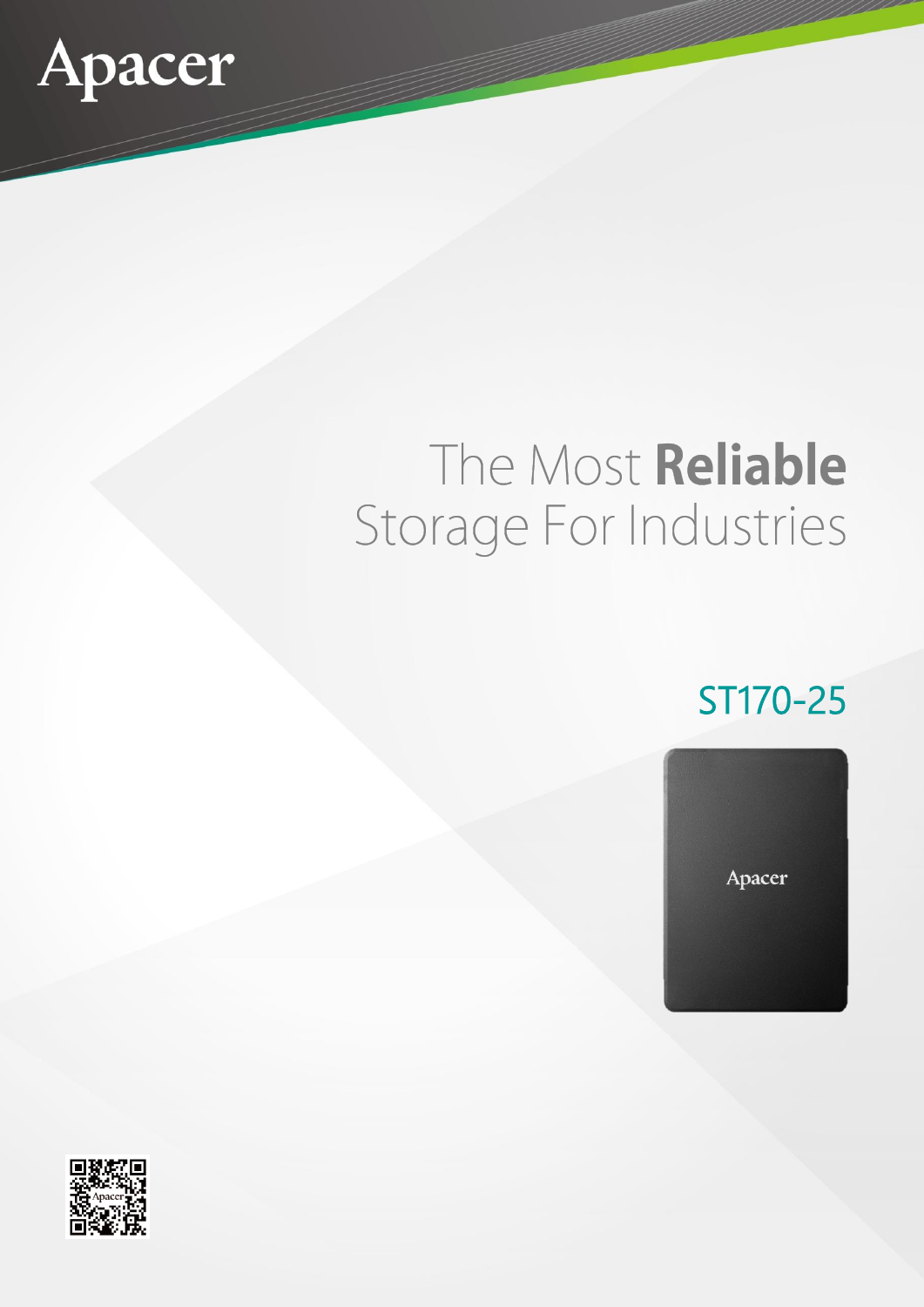Apacer

# The Most **Reliable** Storage For Industries

## ST170-25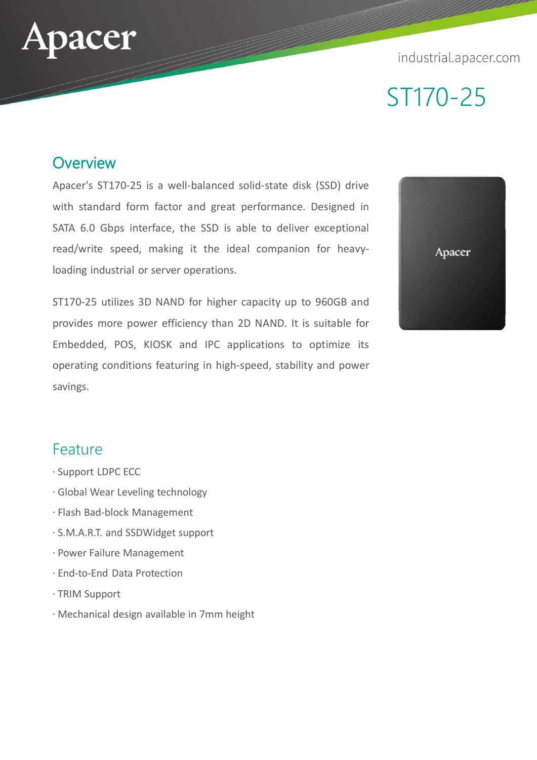industrial.apacer.com

# ST170-25

## Overview

Apacer's ST170-25 is a well-balanced solid-state disk (SSD) drive with standard form factor and great performance. Designed in SATA 6.0 Gbps interface, the SSD is able to deliver exceptional read/write speed, making it the ideal companion for heavy-loading industrial or server operations.

ST170-25 utilizes 3D NAND for higher capacity up to 960GB and provides more power efficiency than 2D NAND. It is suitable for Embedded, POS, KIOSK and IPC applications to optimize its operating conditions featuring in high-speed, stability and power savings.

## Feature

- Support LDPC ECC
- Global Wear Leveling technology
- Flash Bad-block Management
- S.M.A.R.T. and SSDWidget support
- Power Failure Management
- End-to-End Data Protection
- TRIM Support
- Mechanical design available in 7mm height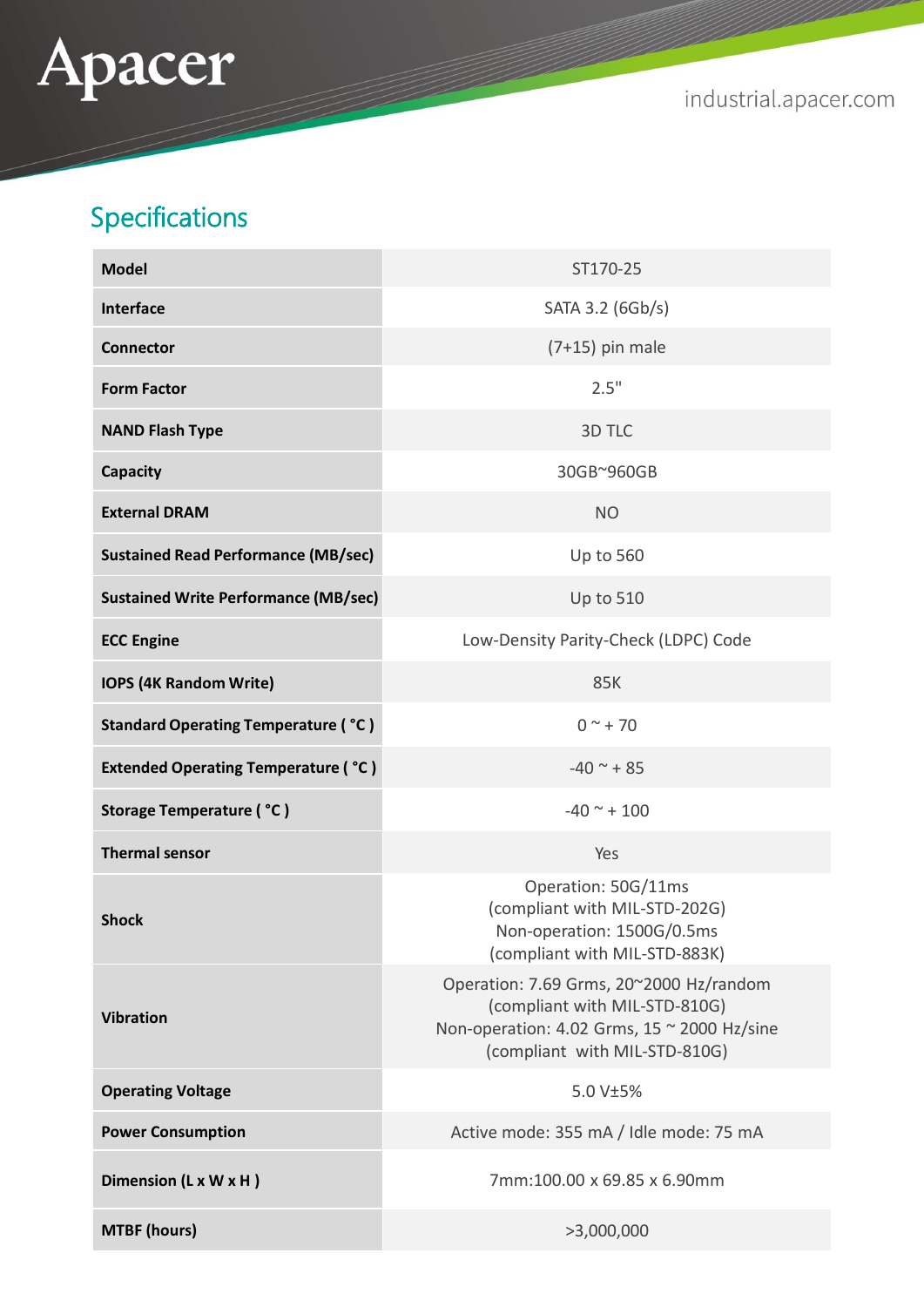## Specifications

| Model | ST170-25 |
|---|---|
| Interface | SATA 3.2 (6Gb/s) |
| Connector | (7+15) pin male |
| Form Factor | 2.5" |
| NAND Flash Type | 3D TLC |
| Capacity | 30GB~960GB |
| External DRAM | NO |
| Sustained Read Performance (MB/sec) | Up to 560 |
| Sustained Write Performance (MB/sec) | Up to 510 |
| ECC Engine | Low-Density Parity-Check (LDPC) Code |
| IOPS (4K Random Write) | 85K |
| Standard Operating Temperature ( °C ) | 0 ~ + 70 |
| Extended Operating Temperature ( °C ) | -40 ~ + 85 |
| Storage Temperature ( °C ) | -40 ~ + 100 |
| Thermal sensor | Yes |
| Shock | Operation: 50G/11ms (compliant with MIL-STD-202G) Non-operation: 1500G/0.5ms (compliant with MIL-STD-883K) |
| Vibration | Operation: 7.69 Grms, 20~2000 Hz/random (compliant with MIL-STD-810G) Non-operation: 4.02 Grms, 15 ~ 2000 Hz/sine (compliant with MIL-STD-810G) |
| Operating Voltage | 5.0 V±5% |
| Power Consumption | Active mode: 355 mA / Idle mode: 75 mA |
| Dimension (L x W x H ) | 7mm:100.00 x 69.85 x 6.90mm |
| MTBF (hours) | >3,000,000 |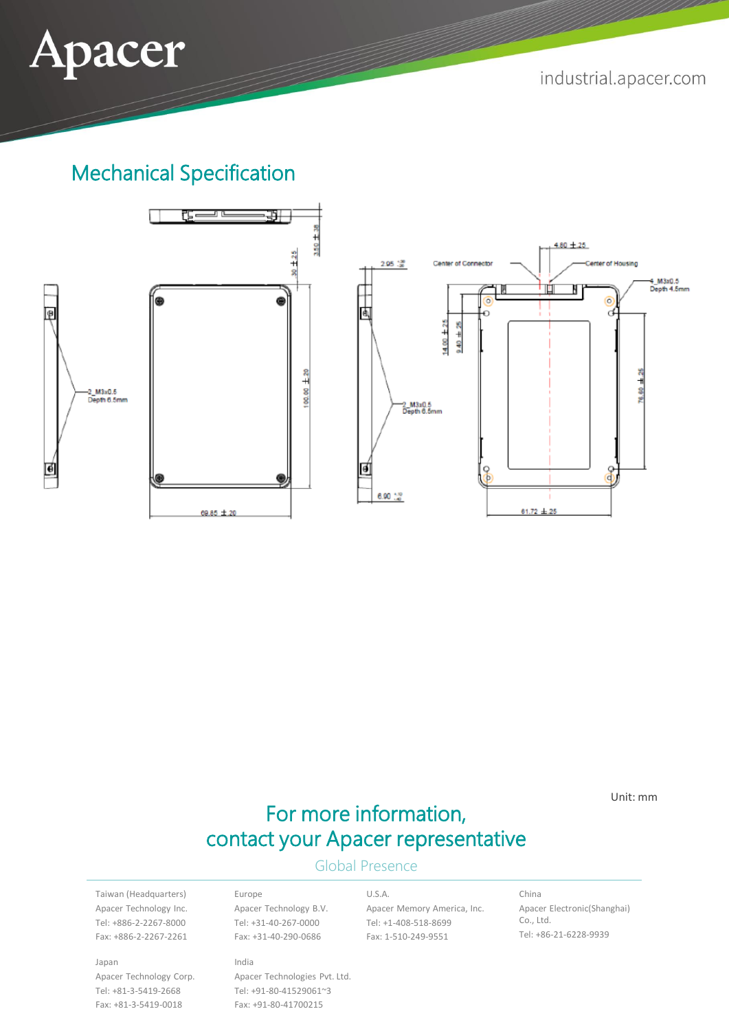## Mechanical Specification

2.50 ±.38

.30 ±.25

100.00 ±.20

69.85 ±.20

2_M3x0.5
Depth 6.5mm

2.95

Center of Connector

4.80 ±.25

Center of Housing

4_M3x0.5
Depth 4.5mm

14.00 ±.25

9.40 ±.25

76.60 ±.25

2_M3x0.5
Depth 6.5mm

6.90

61.72 ±.25

Unit: mm

## For more information, contact your Apacer representative

Global Presence

Taiwan (Headquarters)
Apacer Technology Inc.
Tel: +886-2-2267-8000
Fax: +886-2-2267-2261

Europe
Apacer Technology B.V.
Tel: +31-40-267-0000
Fax: +31-40-290-0686

U.S.A.
Apacer Memory America, Inc.
Tel: +1-408-518-8699
Fax: 1-510-249-9551

China
Apacer Electronic(Shanghai) Co., Ltd.
Tel: +86-21-6228-9939

Japan
Apacer Technology Corp.
Tel: +81-3-5419-2668
Fax: +81-3-5419-0018

India
Apacer Technologies Pvt. Ltd.
Tel: +91-80-41529061~3
Fax: +91-80-41700215